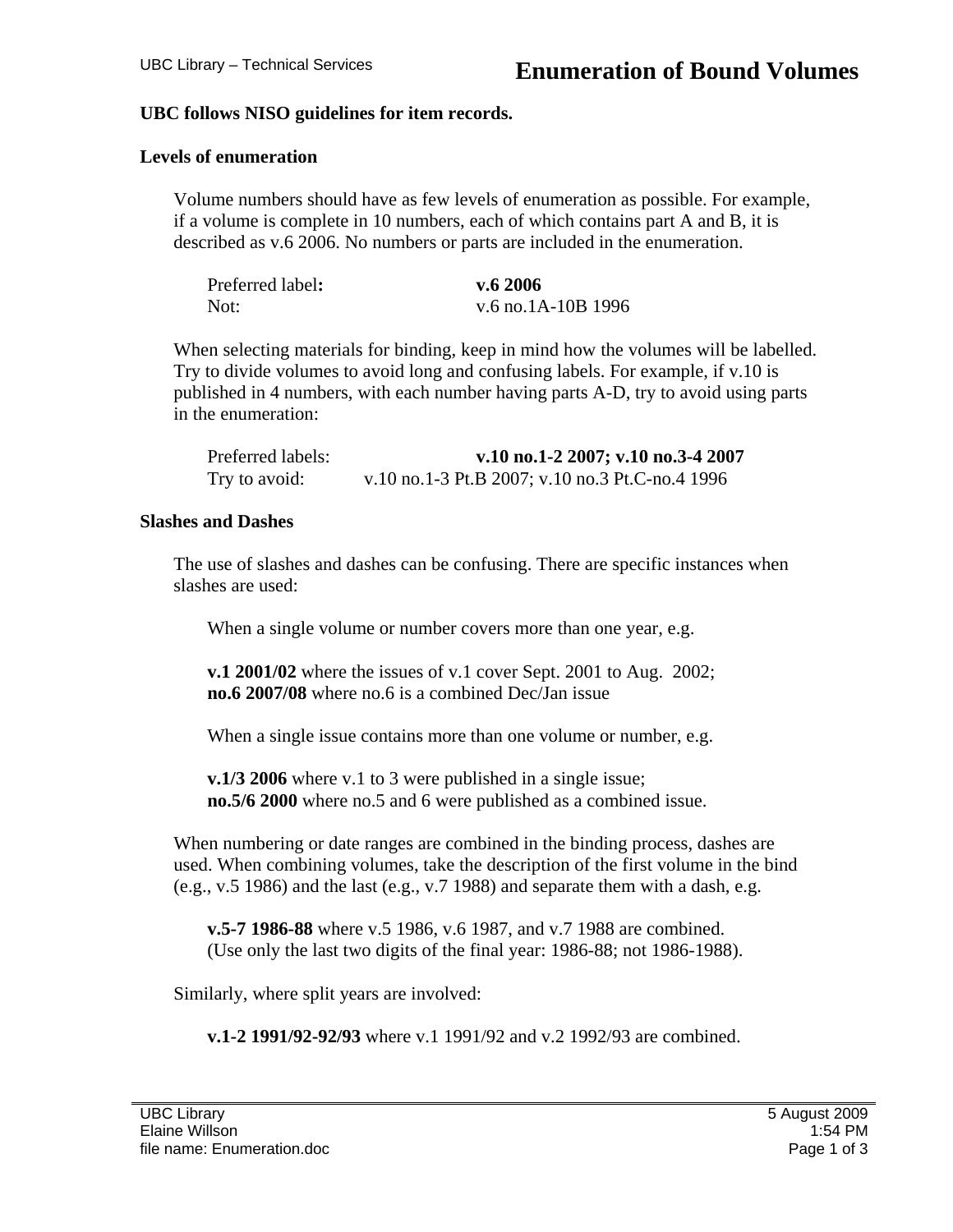# Enumeration of Bound Volumes

**UBC follows NISO guidelines for item records.**

## Levels of enumeration

Volume numbers should have as few levels of enumeration as possible. For example, if a volume is complete in 10 numbers, each of which contains part A and B, it is described as v.6 2006. No numbers or parts are included in the enumeration.

Preferred label**:** **v.6 2006**
Not: v.6 no.1A-10B 1996

When selecting materials for binding, keep in mind how the volumes will be labelled. Try to divide volumes to avoid long and confusing labels. For example, if v.10 is published in 4 numbers, with each number having parts A-D, try to avoid using parts in the enumeration:

Preferred labels: **v.10 no.1-2 2007; v.10 no.3-4 2007**
Try to avoid: v.10 no.1-3 Pt.B 2007; v.10 no.3 Pt.C-no.4 1996

## Slashes and Dashes

The use of slashes and dashes can be confusing. There are specific instances when slashes are used:

When a single volume or number covers more than one year, e.g.

**v.1 2001/02** where the issues of v.1 cover Sept. 2001 to Aug. 2002;
**no.6 2007/08** where no.6 is a combined Dec/Jan issue

When a single issue contains more than one volume or number, e.g.

**v.1/3 2006** where v.1 to 3 were published in a single issue;
**no.5/6 2000** where no.5 and 6 were published as a combined issue.

When numbering or date ranges are combined in the binding process, dashes are used. When combining volumes, take the description of the first volume in the bind (e.g., v.5 1986) and the last (e.g., v.7 1988) and separate them with a dash, e.g.

**v.5-7 1986-88** where v.5 1986, v.6 1987, and v.7 1988 are combined.
(Use only the last two digits of the final year: 1986-88; not 1986-1988).

Similarly, where split years are involved:

**v.1-2 1991/92-92/93** where v.1 1991/92 and v.2 1992/93 are combined.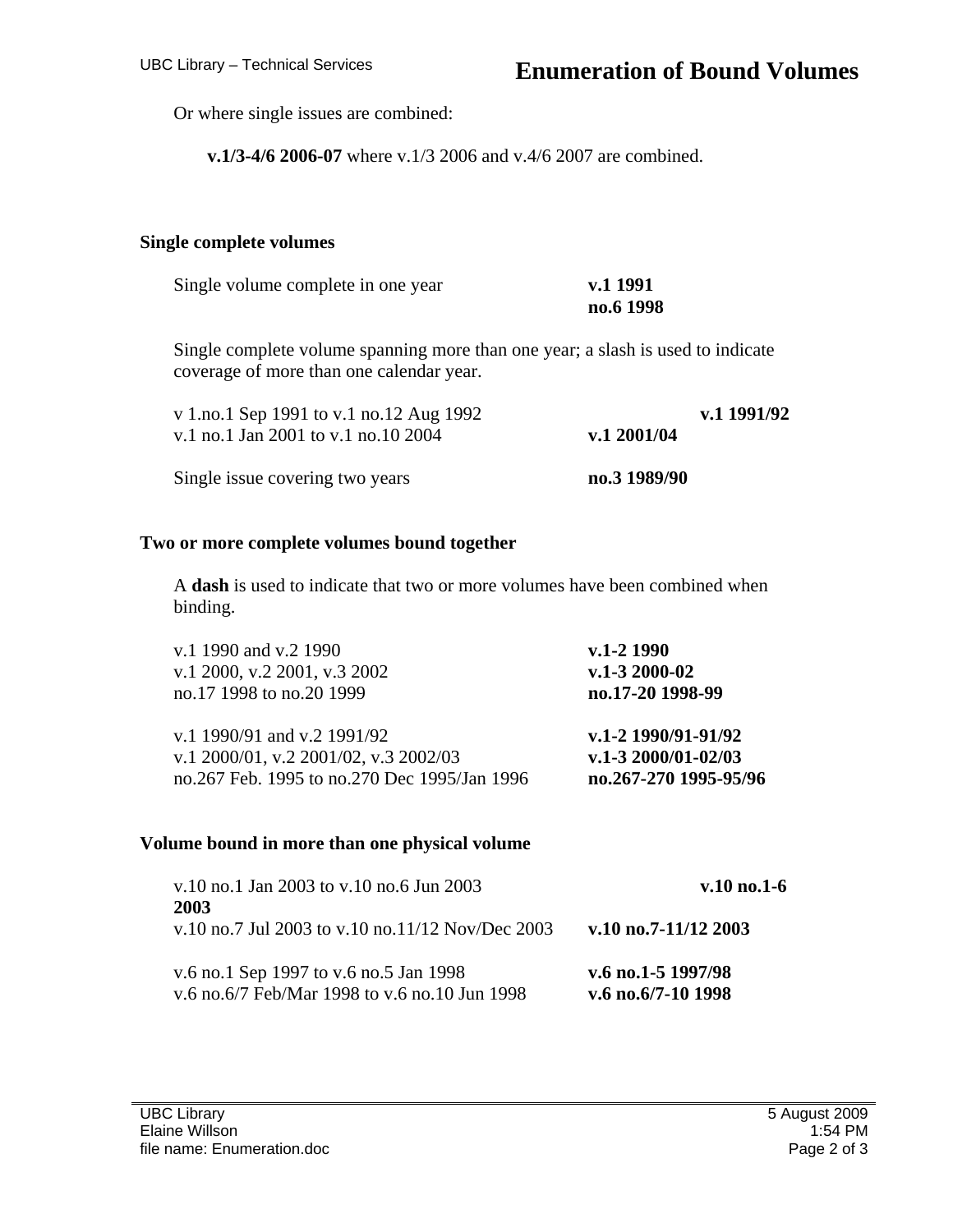Or where single issues are combined:

**v.1/3-4/6 2006-07** where v.1/3 2006 and v.4/6 2007 are combined.

### Single complete volumes

| | |
|---|---|
| Single volume complete in one year | **v.1 1991** |
| | **no.6 1998** |

Single complete volume spanning more than one year; a slash is used to indicate coverage of more than one calendar year.

| | |
|---|---|
| v 1.no.1 Sep 1991 to v.1 no.12 Aug 1992 | **v.1 1991/92** |
| v.1 no.1 Jan 2001 to v.1 no.10 2004 | **v.1 2001/04** |
| | |
| Single issue covering two years | **no.3 1989/90** |

### Two or more complete volumes bound together

A **dash** is used to indicate that two or more volumes have been combined when binding.

| | |
|---|---|
| v.1 1990 and v.2 1990 | **v.1-2 1990** |
| v.1 2000, v.2 2001, v.3 2002 | **v.1-3 2000-02** |
| no.17 1998 to no.20 1999 | **no.17-20 1998-99** |
| | |
| v.1 1990/91 and v.2 1991/92 | **v.1-2 1990/91-91/92** |
| v.1 2000/01, v.2 2001/02, v.3 2002/03 | **v.1-3 2000/01-02/03** |
| no.267 Feb. 1995 to no.270 Dec 1995/Jan 1996 | **no.267-270 1995-95/96** |

### Volume bound in more than one physical volume

| | |
|---|---|
| v.10 no.1 Jan 2003 to v.10 no.6 Jun 2003 | **v.10 no.1-6 2003** |
| v.10 no.7 Jul 2003 to v.10 no.11/12 Nov/Dec 2003 | **v.10 no.7-11/12 2003** |
| | |
| v.6 no.1 Sep 1997 to v.6 no.5 Jan 1998 | **v.6 no.1-5 1997/98** |
| v.6 no.6/7 Feb/Mar 1998 to v.6 no.10 Jun 1998 | **v.6 no.6/7-10 1998** |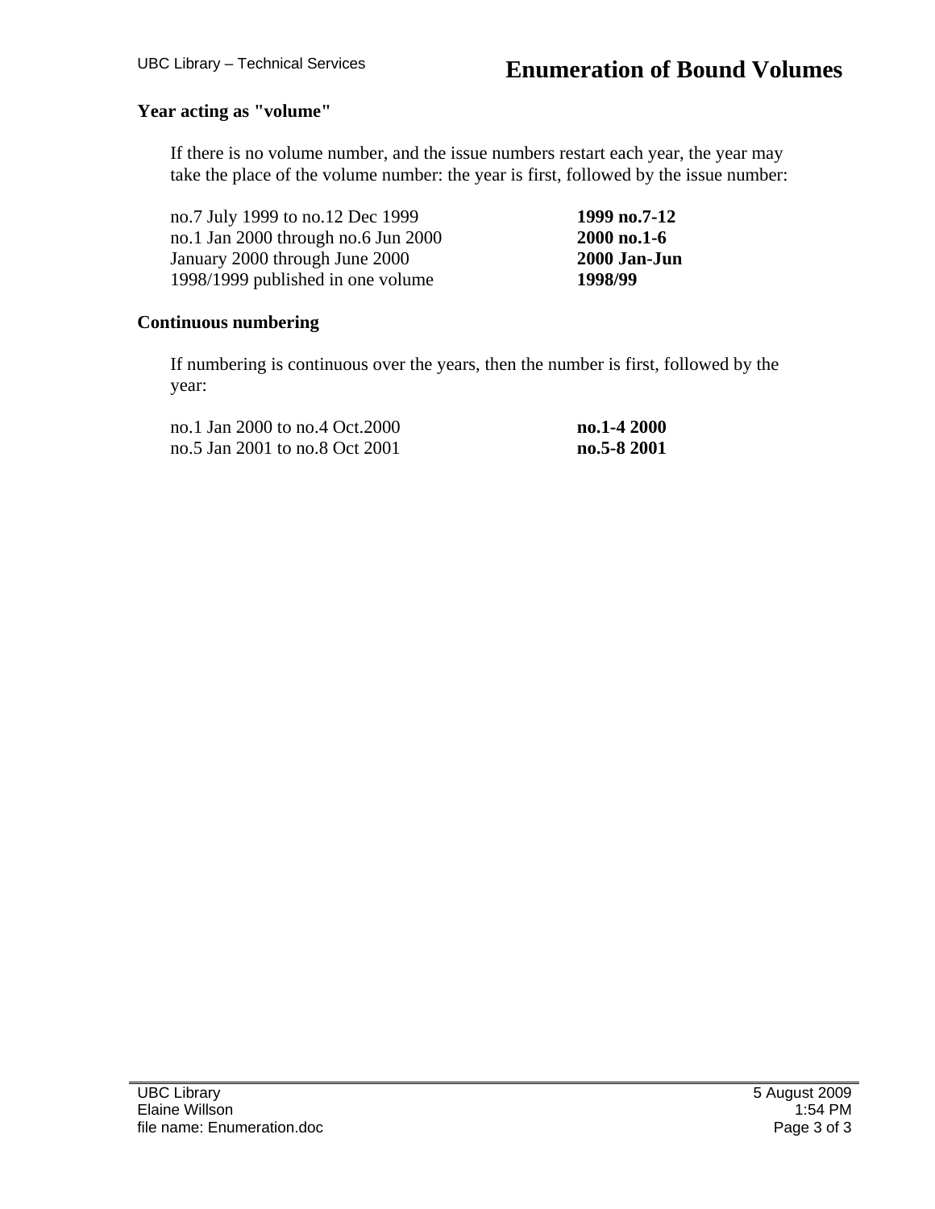### Year acting as "volume"

If there is no volume number, and the issue numbers restart each year, the year may take the place of the volume number: the year is first, followed by the issue number:

| | |
|---|---|
| no.7 July 1999 to no.12 Dec 1999 | **1999 no.7-12** |
| no.1 Jan 2000 through no.6 Jun 2000 | **2000 no.1-6** |
| January 2000 through June 2000 | **2000 Jan-Jun** |
| 1998/1999 published in one volume | **1998/99** |

### Continuous numbering

If numbering is continuous over the years, then the number is first, followed by the year:

| | |
|---|---|
| no.1 Jan 2000 to no.4 Oct.2000 | **no.1-4 2000** |
| no.5 Jan 2001 to no.8 Oct 2001 | **no.5-8 2001** |